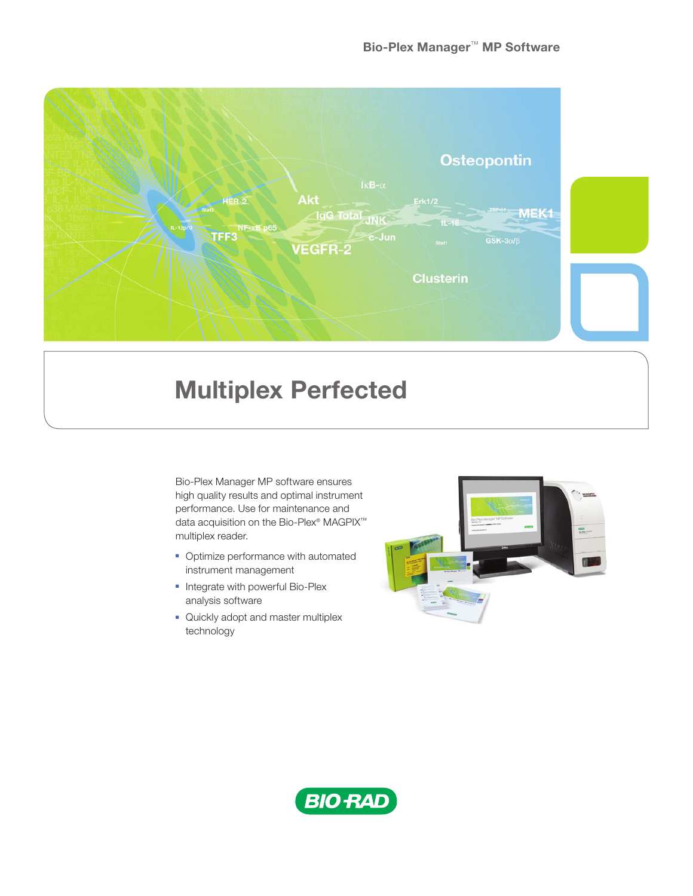Bio-Plex Manager™ MP Software

# Multiplex Perfected

Bio-Plex Manager MP software ensures high quality results and optimal instrument performance. Use for maintenance and data acquisition on the Bio-Plex® MAGPIX™ multiplex reader.

- Optimize performance with automated instrument management
- Integrate with powerful Bio-Plex analysis software
- Quickly adopt and master multiplex technology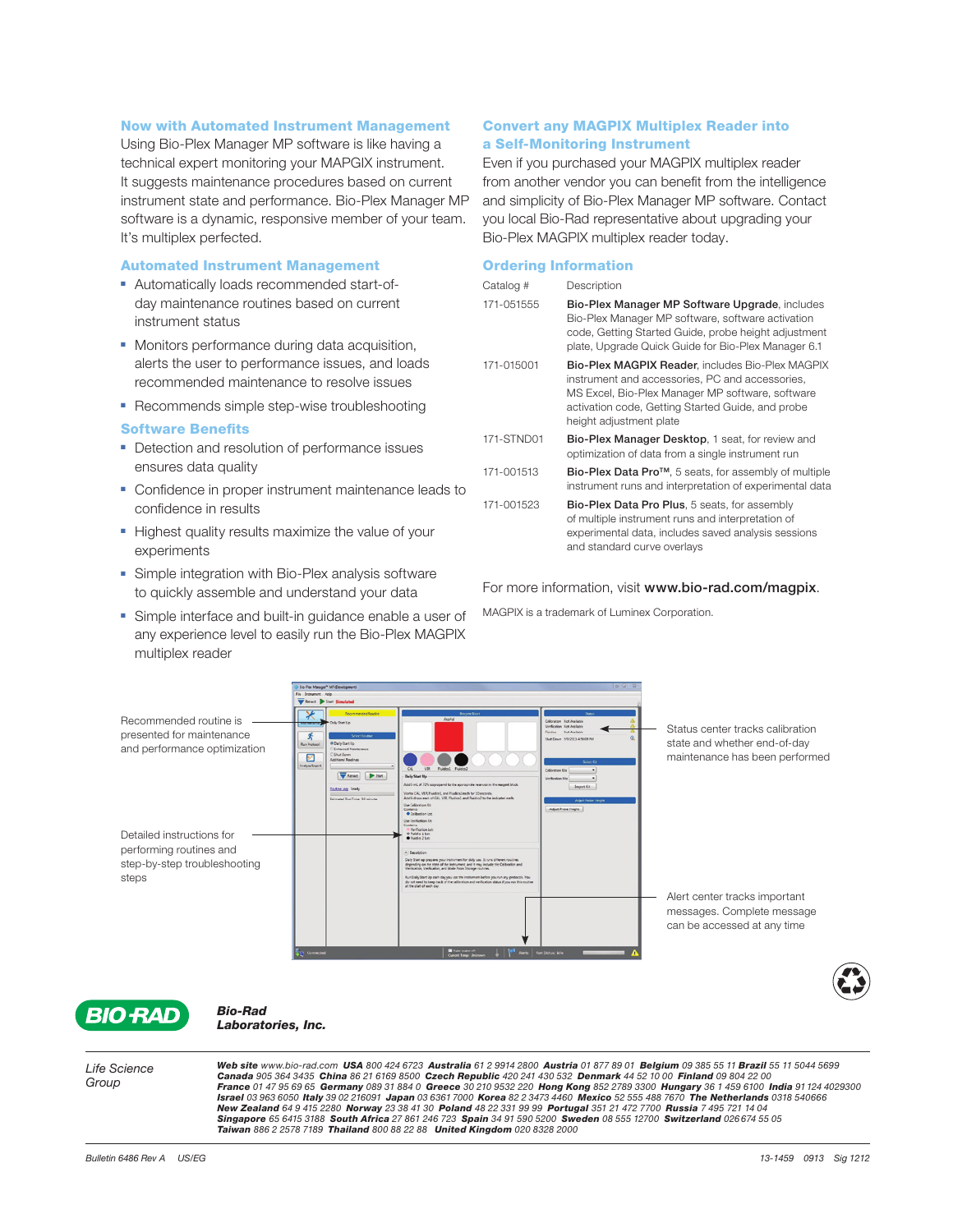## Now with Automated Instrument Management

Using Bio-Plex Manager MP software is like having a technical expert monitoring your MAPGIX instrument. It suggests maintenance procedures based on current instrument state and performance. Bio-Plex Manager MP software is a dynamic, responsive member of your team. It's multiplex perfected.

## Automated Instrument Management

- Automatically loads recommended start-of-day maintenance routines based on current instrument status
- Monitors performance during data acquisition, alerts the user to performance issues, and loads recommended maintenance to resolve issues
- Recommends simple step-wise troubleshooting

## Software Benefits

- Detection and resolution of performance issues ensures data quality
- Confidence in proper instrument maintenance leads to confidence in results
- Highest quality results maximize the value of your experiments
- Simple integration with Bio-Plex analysis software to quickly assemble and understand your data
- Simple interface and built-in guidance enable a user of any experience level to easily run the Bio-Plex MAGPIX multiplex reader

## Convert any MAGPIX Multiplex Reader into a Self-Monitoring Instrument

Even if you purchased your MAGPIX multiplex reader from another vendor you can benefit from the intelligence and simplicity of Bio-Plex Manager MP software. Contact you local Bio-Rad representative about upgrading your Bio-Plex MAGPIX multiplex reader today.

## Ordering Information

| Catalog # | Description |
|---|---|
| 171-051555 | **Bio-Plex Manager MP Software Upgrade**, includes Bio-Plex Manager MP software, software activation code, Getting Started Guide, probe height adjustment plate, Upgrade Quick Guide for Bio-Plex Manager 6.1 |
| 171-015001 | **Bio-Plex MAGPIX Reader**, includes Bio-Plex MAGPIX instrument and accessories, PC and accessories, MS Excel, Bio-Plex Manager MP software, software activation code, Getting Started Guide, and probe height adjustment plate |
| 171-STND01 | **Bio-Plex Manager Desktop**, 1 seat, for review and optimization of data from a single instrument run |
| 171-001513 | **Bio-Plex Data Pro™**, 5 seats, for assembly of multiple instrument runs and interpretation of experimental data |
| 171-001523 | **Bio-Plex Data Pro Plus**, 5 seats, for assembly of multiple instrument runs and interpretation of experimental data, includes saved analysis sessions and standard curve overlays |

For more information, visit **www.bio-rad.com/magpix**.

MAGPIX is a trademark of Luminex Corporation.

Recommended routine is presented for maintenance and performance optimization

Detailed instructions for performing routines and step-by-step troubleshooting steps

Status center tracks calibration state and whether end-of-day maintenance has been performed

Alert center tracks important messages. Complete message can be accessed at any time

***Bio-Rad Laboratories, Inc.***

*Life Science Group*

***Web site*** *www.bio-rad.com* ***USA*** *800 424 6723* ***Australia*** *61 2 9914 2800* ***Austria*** *01 877 89 01* ***Belgium*** *09 385 55 11* ***Brazil*** *55 11 5044 5699* ***Canada*** *905 364 3435* ***China*** *86 21 6169 8500* ***Czech Republic*** *420 241 430 532* ***Denmark*** *44 52 10 00* ***Finland*** *09 804 22 00* ***France*** *01 47 95 69 65* ***Germany*** *089 31 884 0* ***Greece*** *30 210 9532 220* ***Hong Kong*** *852 2789 3300* ***Hungary*** *36 1 459 6100* ***India*** *91 124 4029300* ***Israel*** *03 963 6050* ***Italy*** *39 02 216091* ***Japan*** *03 6361 7000* ***Korea*** *82 2 3473 4460* ***Mexico*** *52 555 488 7670* ***The Netherlands*** *0318 540666* ***New Zealand*** *64 9 415 2280* ***Norway*** *23 38 41 30* ***Poland*** *48 22 331 99 99* ***Portugal*** *351 21 472 7700* ***Russia*** *7 495 721 14 04* ***Singapore*** *65 6415 3188* ***South Africa*** *27 861 246 723* ***Spain*** *34 91 590 5200* ***Sweden*** *08 555 12700* ***Switzerland*** *026 674 55 05* ***Taiwan*** *886 2 2578 7189* ***Thailand*** *800 88 22 88* ***United Kingdom*** *020 8328 2000*

*Bulletin 6486 Rev A US/EG* *13-1459 0913 Sig 1212*